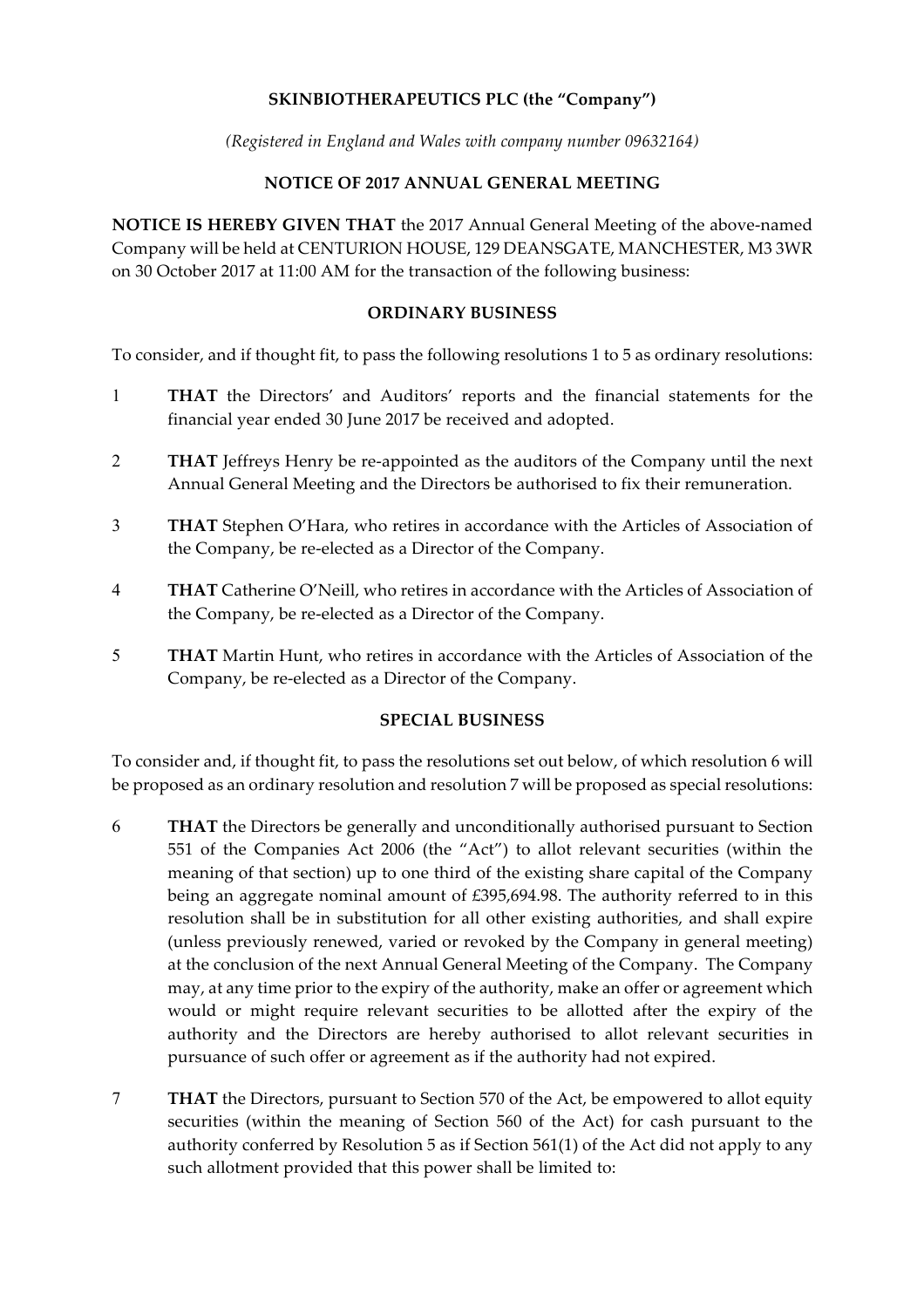**SKINBIOTHERAPEUTICS PLC (the "Company")**

*(Registered in England and Wales with company number 09632164)*

**NOTICE OF 2017 ANNUAL GENERAL MEETING**

**NOTICE IS HEREBY GIVEN THAT** the 2017 Annual General Meeting of the above-named Company will be held at CENTURION HOUSE, 129 DEANSGATE, MANCHESTER, M3 3WR on 30 October 2017 at 11:00 AM for the transaction of the following business:

**ORDINARY BUSINESS**

To consider, and if thought fit, to pass the following resolutions 1 to 5 as ordinary resolutions:

1 **THAT** the Directors' and Auditors' reports and the financial statements for the financial year ended 30 June 2017 be received and adopted.

2 **THAT** Jeffreys Henry be re-appointed as the auditors of the Company until the next Annual General Meeting and the Directors be authorised to fix their remuneration.

3 **THAT** Stephen O'Hara, who retires in accordance with the Articles of Association of the Company, be re-elected as a Director of the Company.

4 **THAT** Catherine O'Neill, who retires in accordance with the Articles of Association of the Company, be re-elected as a Director of the Company.

5 **THAT** Martin Hunt, who retires in accordance with the Articles of Association of the Company, be re-elected as a Director of the Company.

**SPECIAL BUSINESS**

To consider and, if thought fit, to pass the resolutions set out below, of which resolution 6 will be proposed as an ordinary resolution and resolution 7 will be proposed as special resolutions:

6 **THAT** the Directors be generally and unconditionally authorised pursuant to Section 551 of the Companies Act 2006 (the "Act") to allot relevant securities (within the meaning of that section) up to one third of the existing share capital of the Company being an aggregate nominal amount of £395,694.98. The authority referred to in this resolution shall be in substitution for all other existing authorities, and shall expire (unless previously renewed, varied or revoked by the Company in general meeting) at the conclusion of the next Annual General Meeting of the Company. The Company may, at any time prior to the expiry of the authority, make an offer or agreement which would or might require relevant securities to be allotted after the expiry of the authority and the Directors are hereby authorised to allot relevant securities in pursuance of such offer or agreement as if the authority had not expired.

7 **THAT** the Directors, pursuant to Section 570 of the Act, be empowered to allot equity securities (within the meaning of Section 560 of the Act) for cash pursuant to the authority conferred by Resolution 5 as if Section 561(1) of the Act did not apply to any such allotment provided that this power shall be limited to: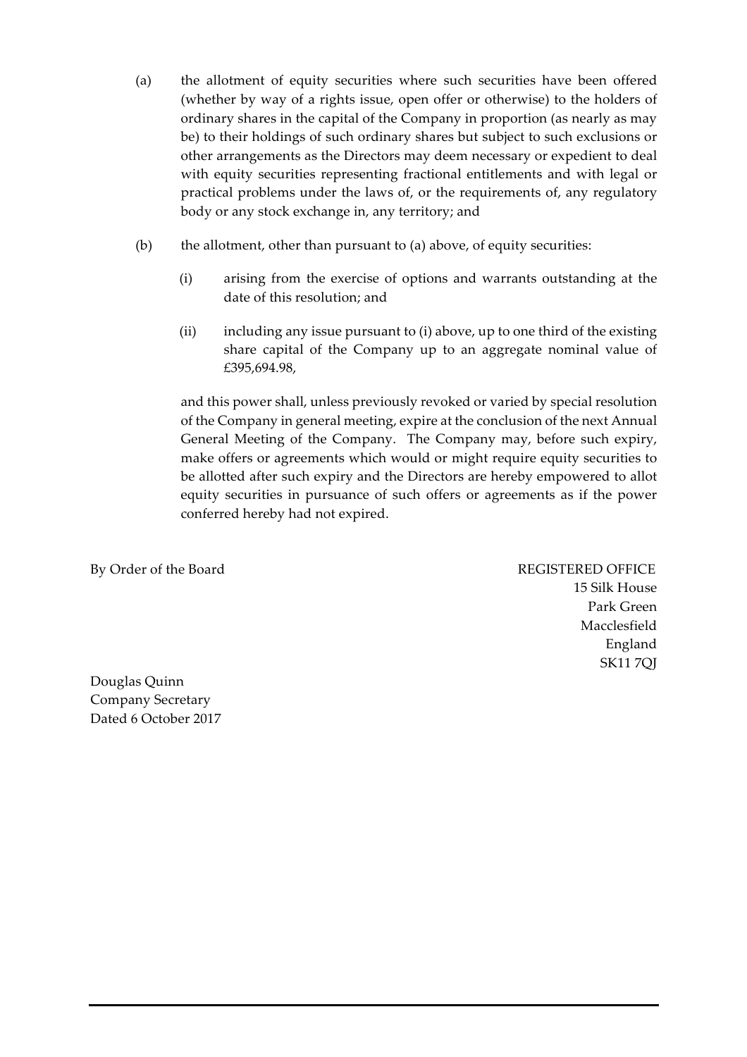(a) the allotment of equity securities where such securities have been offered (whether by way of a rights issue, open offer or otherwise) to the holders of ordinary shares in the capital of the Company in proportion (as nearly as may be) to their holdings of such ordinary shares but subject to such exclusions or other arrangements as the Directors may deem necessary or expedient to deal with equity securities representing fractional entitlements and with legal or practical problems under the laws of, or the requirements of, any regulatory body or any stock exchange in, any territory; and

(b) the allotment, other than pursuant to (a) above, of equity securities:

   (i) arising from the exercise of options and warrants outstanding at the date of this resolution; and

   (ii) including any issue pursuant to (i) above, up to one third of the existing share capital of the Company up to an aggregate nominal value of £395,694.98,

and this power shall, unless previously revoked or varied by special resolution of the Company in general meeting, expire at the conclusion of the next Annual General Meeting of the Company. The Company may, before such expiry, make offers or agreements which would or might require equity securities to be allotted after such expiry and the Directors are hereby empowered to allot equity securities in pursuance of such offers or agreements as if the power conferred hereby had not expired.

By Order of the Board

REGISTERED OFFICE
15 Silk House
Park Green
Macclesfield
England
SK11 7QJ

Douglas Quinn
Company Secretary
Dated 6 October 2017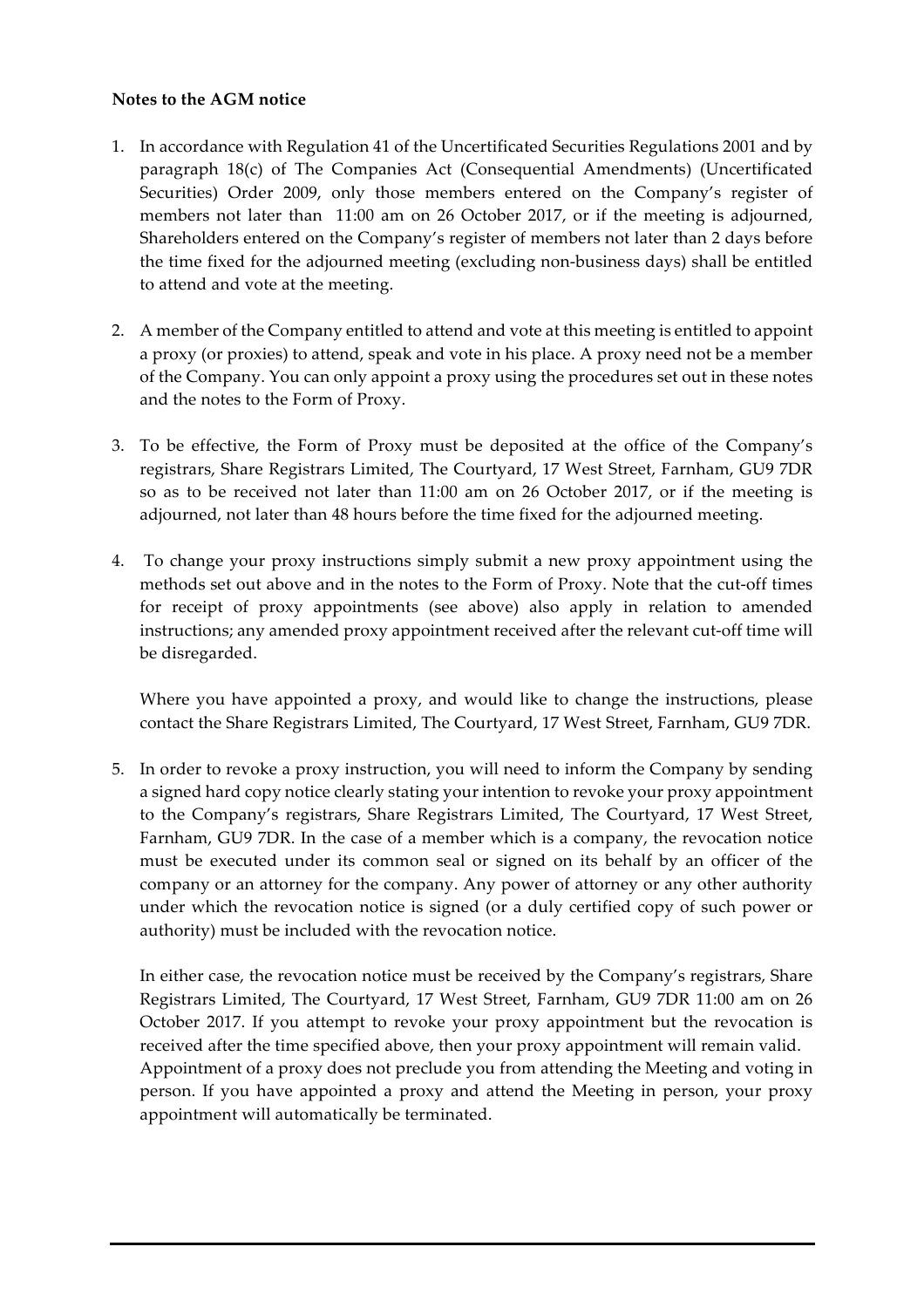**Notes to the AGM notice**

1. In accordance with Regulation 41 of the Uncertificated Securities Regulations 2001 and by paragraph 18(c) of The Companies Act (Consequential Amendments) (Uncertificated Securities) Order 2009, only those members entered on the Company's register of members not later than 11:00 am on 26 October 2017, or if the meeting is adjourned, Shareholders entered on the Company's register of members not later than 2 days before the time fixed for the adjourned meeting (excluding non-business days) shall be entitled to attend and vote at the meeting.

2. A member of the Company entitled to attend and vote at this meeting is entitled to appoint a proxy (or proxies) to attend, speak and vote in his place. A proxy need not be a member of the Company. You can only appoint a proxy using the procedures set out in these notes and the notes to the Form of Proxy.

3. To be effective, the Form of Proxy must be deposited at the office of the Company's registrars, Share Registrars Limited, The Courtyard, 17 West Street, Farnham, GU9 7DR so as to be received not later than 11:00 am on 26 October 2017, or if the meeting is adjourned, not later than 48 hours before the time fixed for the adjourned meeting.

4. To change your proxy instructions simply submit a new proxy appointment using the methods set out above and in the notes to the Form of Proxy. Note that the cut-off times for receipt of proxy appointments (see above) also apply in relation to amended instructions; any amended proxy appointment received after the relevant cut-off time will be disregarded.

   Where you have appointed a proxy, and would like to change the instructions, please contact the Share Registrars Limited, The Courtyard, 17 West Street, Farnham, GU9 7DR.

5. In order to revoke a proxy instruction, you will need to inform the Company by sending a signed hard copy notice clearly stating your intention to revoke your proxy appointment to the Company's registrars, Share Registrars Limited, The Courtyard, 17 West Street, Farnham, GU9 7DR. In the case of a member which is a company, the revocation notice must be executed under its common seal or signed on its behalf by an officer of the company or an attorney for the company. Any power of attorney or any other authority under which the revocation notice is signed (or a duly certified copy of such power or authority) must be included with the revocation notice.

   In either case, the revocation notice must be received by the Company's registrars, Share Registrars Limited, The Courtyard, 17 West Street, Farnham, GU9 7DR 11:00 am on 26 October 2017. If you attempt to revoke your proxy appointment but the revocation is received after the time specified above, then your proxy appointment will remain valid. Appointment of a proxy does not preclude you from attending the Meeting and voting in person. If you have appointed a proxy and attend the Meeting in person, your proxy appointment will automatically be terminated.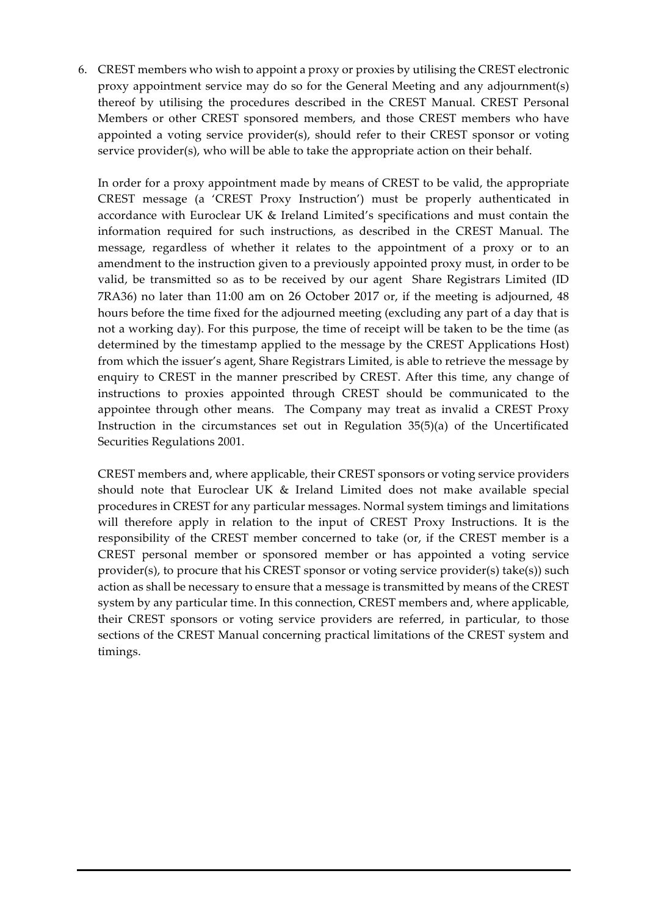6. CREST members who wish to appoint a proxy or proxies by utilising the CREST electronic proxy appointment service may do so for the General Meeting and any adjournment(s) thereof by utilising the procedures described in the CREST Manual. CREST Personal Members or other CREST sponsored members, and those CREST members who have appointed a voting service provider(s), should refer to their CREST sponsor or voting service provider(s), who will be able to take the appropriate action on their behalf.

   In order for a proxy appointment made by means of CREST to be valid, the appropriate CREST message (a 'CREST Proxy Instruction') must be properly authenticated in accordance with Euroclear UK & Ireland Limited's specifications and must contain the information required for such instructions, as described in the CREST Manual. The message, regardless of whether it relates to the appointment of a proxy or to an amendment to the instruction given to a previously appointed proxy must, in order to be valid, be transmitted so as to be received by our agent Share Registrars Limited (ID 7RA36) no later than 11:00 am on 26 October 2017 or, if the meeting is adjourned, 48 hours before the time fixed for the adjourned meeting (excluding any part of a day that is not a working day). For this purpose, the time of receipt will be taken to be the time (as determined by the timestamp applied to the message by the CREST Applications Host) from which the issuer's agent, Share Registrars Limited, is able to retrieve the message by enquiry to CREST in the manner prescribed by CREST. After this time, any change of instructions to proxies appointed through CREST should be communicated to the appointee through other means. The Company may treat as invalid a CREST Proxy Instruction in the circumstances set out in Regulation 35(5)(a) of the Uncertificated Securities Regulations 2001.

   CREST members and, where applicable, their CREST sponsors or voting service providers should note that Euroclear UK & Ireland Limited does not make available special procedures in CREST for any particular messages. Normal system timings and limitations will therefore apply in relation to the input of CREST Proxy Instructions. It is the responsibility of the CREST member concerned to take (or, if the CREST member is a CREST personal member or sponsored member or has appointed a voting service provider(s), to procure that his CREST sponsor or voting service provider(s) take(s)) such action as shall be necessary to ensure that a message is transmitted by means of the CREST system by any particular time. In this connection, CREST members and, where applicable, their CREST sponsors or voting service providers are referred, in particular, to those sections of the CREST Manual concerning practical limitations of the CREST system and timings.